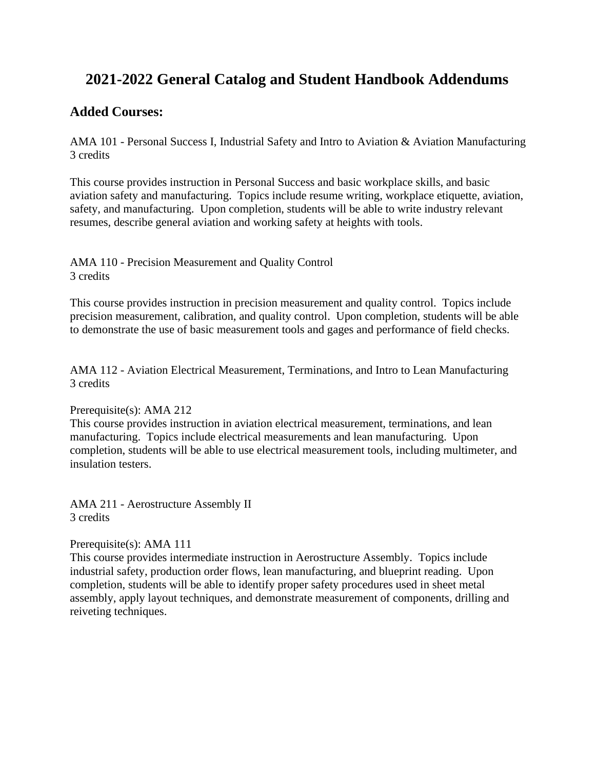# 2021-2022 General Catalog and Student Handbook Addendums

## Added Courses:

AMA 101 - Personal Success I, Industrial Safety and Intro to Aviation & Aviation Manufacturing
3 credits

This course provides instruction in Personal Success and basic workplace skills, and basic aviation safety and manufacturing. Topics include resume writing, workplace etiquette, aviation, safety, and manufacturing. Upon completion, students will be able to write industry relevant resumes, describe general aviation and working safety at heights with tools.

AMA 110 - Precision Measurement and Quality Control
3 credits

This course provides instruction in precision measurement and quality control. Topics include precision measurement, calibration, and quality control. Upon completion, students will be able to demonstrate the use of basic measurement tools and gages and performance of field checks.

AMA 112 - Aviation Electrical Measurement, Terminations, and Intro to Lean Manufacturing
3 credits

Prerequisite(s): AMA 212
This course provides instruction in aviation electrical measurement, terminations, and lean manufacturing. Topics include electrical measurements and lean manufacturing. Upon completion, students will be able to use electrical measurement tools, including multimeter, and insulation testers.

AMA 211 - Aerostructure Assembly II
3 credits

Prerequisite(s): AMA 111
This course provides intermediate instruction in Aerostructure Assembly. Topics include industrial safety, production order flows, lean manufacturing, and blueprint reading. Upon completion, students will be able to identify proper safety procedures used in sheet metal assembly, apply layout techniques, and demonstrate measurement of components, drilling and reiveting techniques.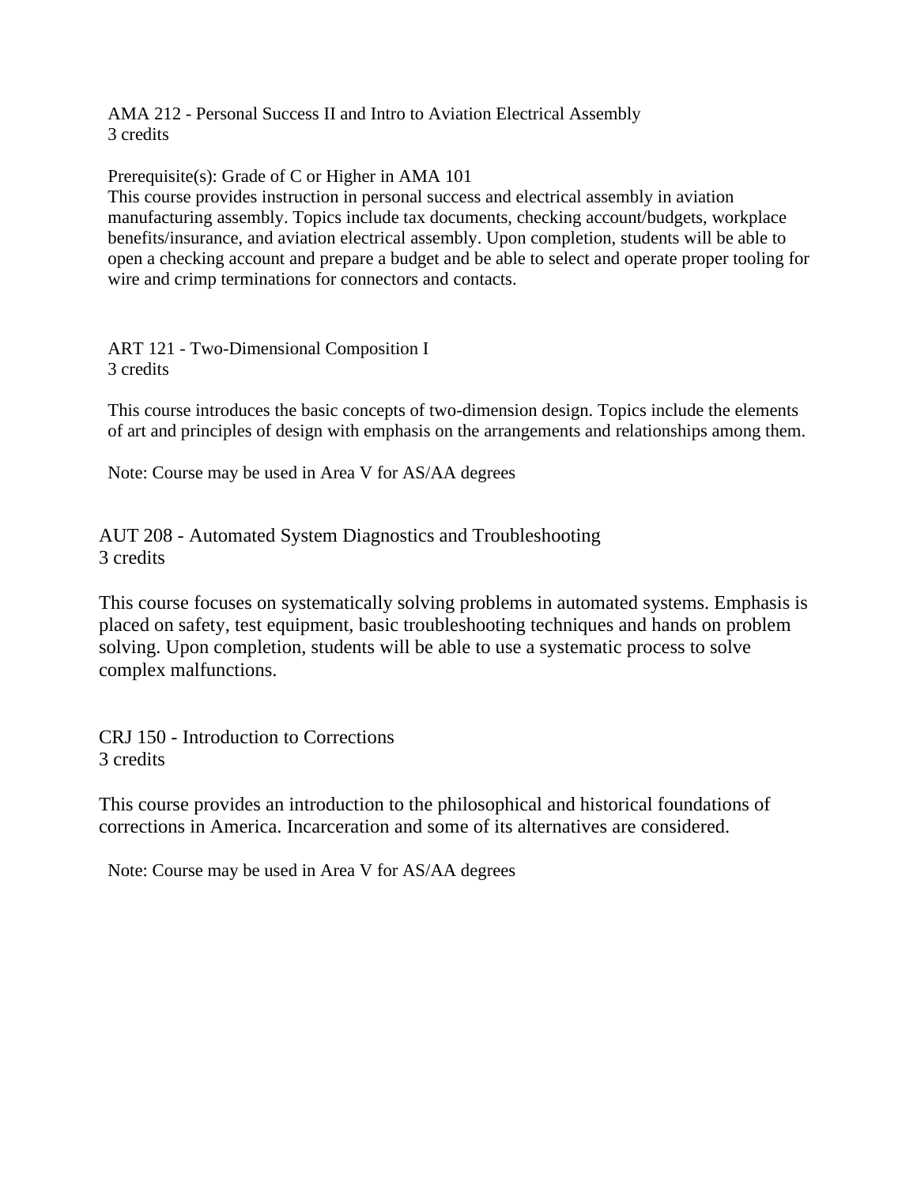### AMA 212 - Personal Success II and Intro to Aviation Electrical Assembly
3 credits

Prerequisite(s): Grade of C or Higher in AMA 101

This course provides instruction in personal success and electrical assembly in aviation manufacturing assembly. Topics include tax documents, checking account/budgets, workplace benefits/insurance, and aviation electrical assembly. Upon completion, students will be able to open a checking account and prepare a budget and be able to select and operate proper tooling for wire and crimp terminations for connectors and contacts.

### ART 121 - Two-Dimensional Composition I
3 credits

This course introduces the basic concepts of two-dimension design. Topics include the elements of art and principles of design with emphasis on the arrangements and relationships among them.

Note: Course may be used in Area V for AS/AA degrees

### AUT 208 - Automated System Diagnostics and Troubleshooting
3 credits

This course focuses on systematically solving problems in automated systems. Emphasis is placed on safety, test equipment, basic troubleshooting techniques and hands on problem solving. Upon completion, students will be able to use a systematic process to solve complex malfunctions.

### CRJ 150 - Introduction to Corrections
3 credits

This course provides an introduction to the philosophical and historical foundations of corrections in America. Incarceration and some of its alternatives are considered.

Note: Course may be used in Area V for AS/AA degrees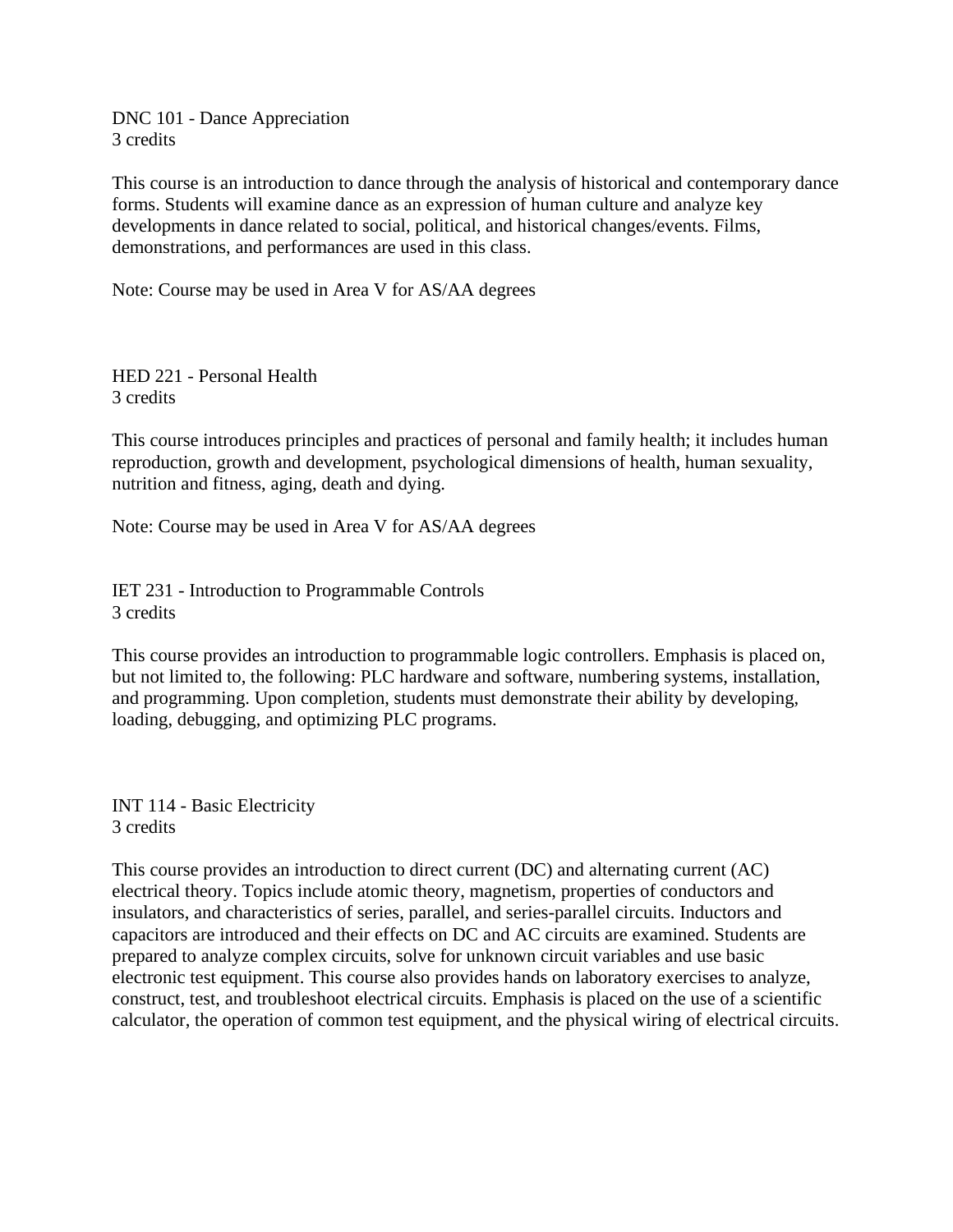DNC 101 - Dance Appreciation
3 credits

This course is an introduction to dance through the analysis of historical and contemporary dance forms. Students will examine dance as an expression of human culture and analyze key developments in dance related to social, political, and historical changes/events. Films, demonstrations, and performances are used in this class.

Note: Course may be used in Area V for AS/AA degrees

HED 221 - Personal Health
3 credits

This course introduces principles and practices of personal and family health; it includes human reproduction, growth and development, psychological dimensions of health, human sexuality, nutrition and fitness, aging, death and dying.

Note: Course may be used in Area V for AS/AA degrees

IET 231 - Introduction to Programmable Controls
3 credits

This course provides an introduction to programmable logic controllers. Emphasis is placed on, but not limited to, the following: PLC hardware and software, numbering systems, installation, and programming. Upon completion, students must demonstrate their ability by developing, loading, debugging, and optimizing PLC programs.

INT 114 - Basic Electricity
3 credits

This course provides an introduction to direct current (DC) and alternating current (AC) electrical theory. Topics include atomic theory, magnetism, properties of conductors and insulators, and characteristics of series, parallel, and series-parallel circuits. Inductors and capacitors are introduced and their effects on DC and AC circuits are examined. Students are prepared to analyze complex circuits, solve for unknown circuit variables and use basic electronic test equipment. This course also provides hands on laboratory exercises to analyze, construct, test, and troubleshoot electrical circuits. Emphasis is placed on the use of a scientific calculator, the operation of common test equipment, and the physical wiring of electrical circuits.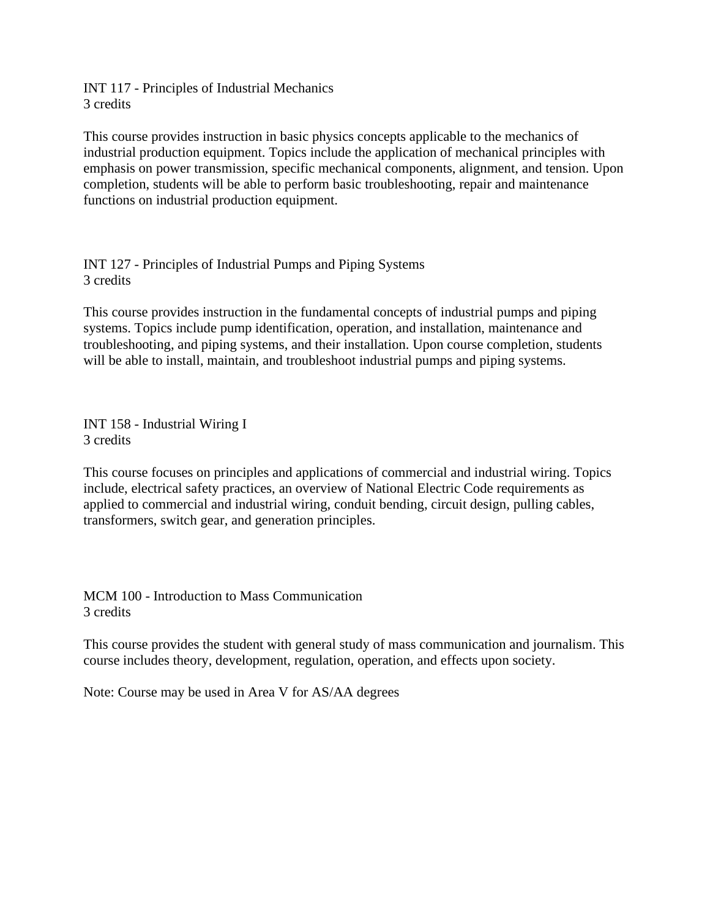INT 117 - Principles of Industrial Mechanics
3 credits

This course provides instruction in basic physics concepts applicable to the mechanics of industrial production equipment. Topics include the application of mechanical principles with emphasis on power transmission, specific mechanical components, alignment, and tension. Upon completion, students will be able to perform basic troubleshooting, repair and maintenance functions on industrial production equipment.

INT 127 - Principles of Industrial Pumps and Piping Systems
3 credits

This course provides instruction in the fundamental concepts of industrial pumps and piping systems. Topics include pump identification, operation, and installation, maintenance and troubleshooting, and piping systems, and their installation. Upon course completion, students will be able to install, maintain, and troubleshoot industrial pumps and piping systems.

INT 158 - Industrial Wiring I
3 credits

This course focuses on principles and applications of commercial and industrial wiring. Topics include, electrical safety practices, an overview of National Electric Code requirements as applied to commercial and industrial wiring, conduit bending, circuit design, pulling cables, transformers, switch gear, and generation principles.

MCM 100 - Introduction to Mass Communication
3 credits

This course provides the student with general study of mass communication and journalism. This course includes theory, development, regulation, operation, and effects upon society.

Note: Course may be used in Area V for AS/AA degrees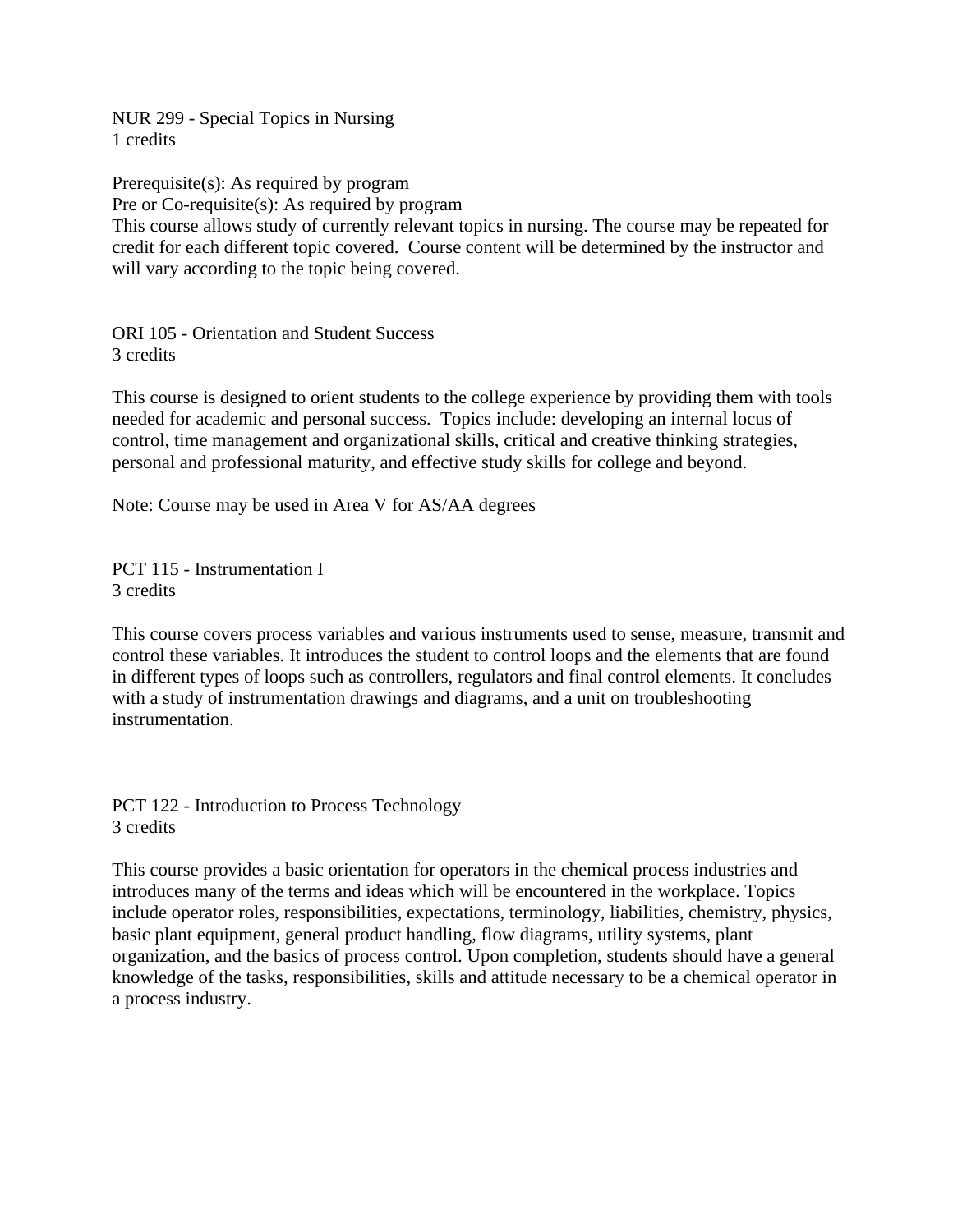NUR 299 - Special Topics in Nursing
1 credits

Prerequisite(s): As required by program
Pre or Co-requisite(s): As required by program
This course allows study of currently relevant topics in nursing. The course may be repeated for credit for each different topic covered. Course content will be determined by the instructor and will vary according to the topic being covered.

ORI 105 - Orientation and Student Success
3 credits

This course is designed to orient students to the college experience by providing them with tools needed for academic and personal success. Topics include: developing an internal locus of control, time management and organizational skills, critical and creative thinking strategies, personal and professional maturity, and effective study skills for college and beyond.

Note: Course may be used in Area V for AS/AA degrees

PCT 115 - Instrumentation I
3 credits

This course covers process variables and various instruments used to sense, measure, transmit and control these variables. It introduces the student to control loops and the elements that are found in different types of loops such as controllers, regulators and final control elements. It concludes with a study of instrumentation drawings and diagrams, and a unit on troubleshooting instrumentation.

PCT 122 - Introduction to Process Technology
3 credits

This course provides a basic orientation for operators in the chemical process industries and introduces many of the terms and ideas which will be encountered in the workplace. Topics include operator roles, responsibilities, expectations, terminology, liabilities, chemistry, physics, basic plant equipment, general product handling, flow diagrams, utility systems, plant organization, and the basics of process control. Upon completion, students should have a general knowledge of the tasks, responsibilities, skills and attitude necessary to be a chemical operator in a process industry.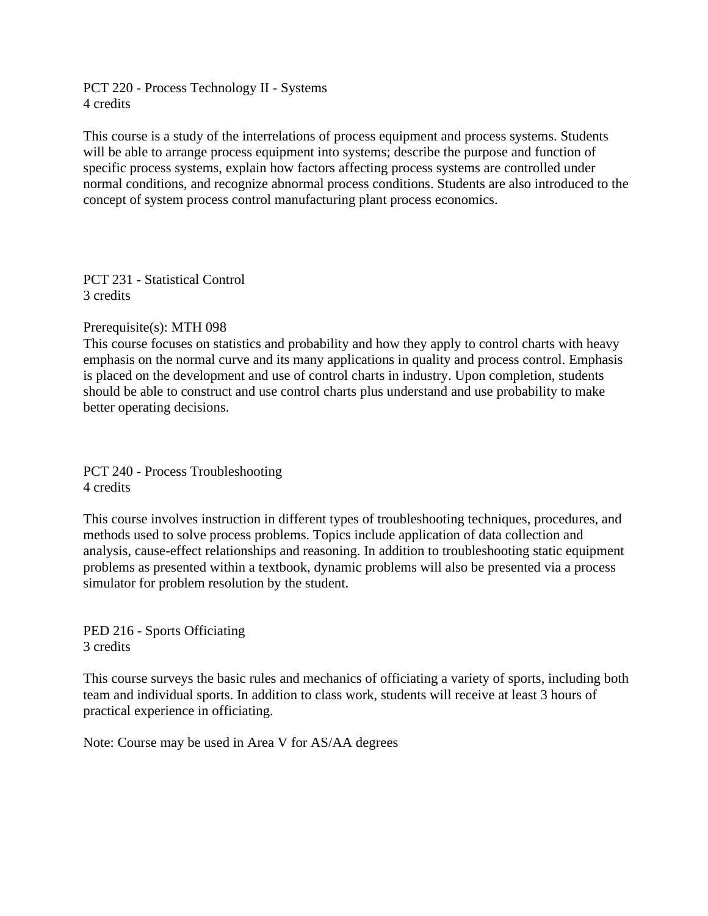PCT 220 - Process Technology II - Systems
4 credits

This course is a study of the interrelations of process equipment and process systems. Students will be able to arrange process equipment into systems; describe the purpose and function of specific process systems, explain how factors affecting process systems are controlled under normal conditions, and recognize abnormal process conditions. Students are also introduced to the concept of system process control manufacturing plant process economics.

PCT 231 - Statistical Control
3 credits

Prerequisite(s): MTH 098
This course focuses on statistics and probability and how they apply to control charts with heavy emphasis on the normal curve and its many applications in quality and process control. Emphasis is placed on the development and use of control charts in industry. Upon completion, students should be able to construct and use control charts plus understand and use probability to make better operating decisions.

PCT 240 - Process Troubleshooting
4 credits

This course involves instruction in different types of troubleshooting techniques, procedures, and methods used to solve process problems. Topics include application of data collection and analysis, cause-effect relationships and reasoning. In addition to troubleshooting static equipment problems as presented within a textbook, dynamic problems will also be presented via a process simulator for problem resolution by the student.

PED 216 - Sports Officiating
3 credits

This course surveys the basic rules and mechanics of officiating a variety of sports, including both team and individual sports. In addition to class work, students will receive at least 3 hours of practical experience in officiating.

Note: Course may be used in Area V for AS/AA degrees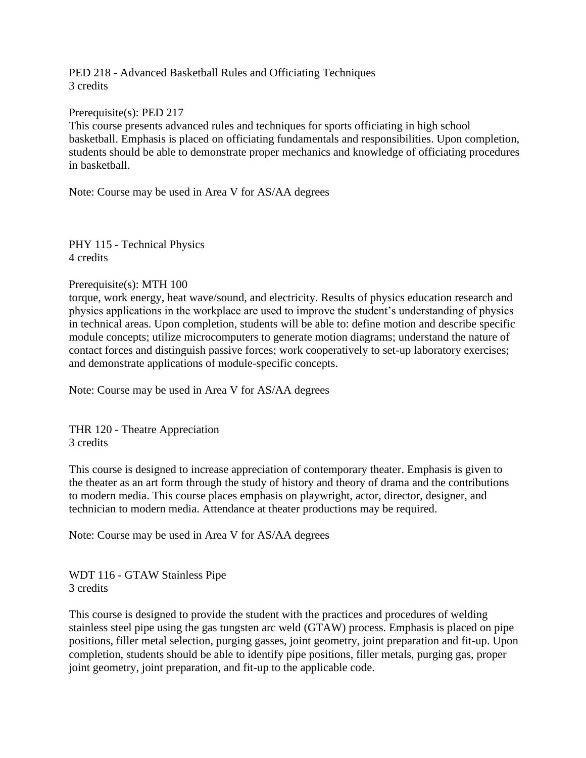PED 218 - Advanced Basketball Rules and Officiating Techniques
3 credits

Prerequisite(s): PED 217
This course presents advanced rules and techniques for sports officiating in high school basketball. Emphasis is placed on officiating fundamentals and responsibilities. Upon completion, students should be able to demonstrate proper mechanics and knowledge of officiating procedures in basketball.

Note: Course may be used in Area V for AS/AA degrees

PHY 115 - Technical Physics
4 credits

Prerequisite(s): MTH 100
torque, work energy, heat wave/sound, and electricity. Results of physics education research and physics applications in the workplace are used to improve the student's understanding of physics in technical areas. Upon completion, students will be able to: define motion and describe specific module concepts; utilize microcomputers to generate motion diagrams; understand the nature of contact forces and distinguish passive forces; work cooperatively to set-up laboratory exercises; and demonstrate applications of module-specific concepts.

Note: Course may be used in Area V for AS/AA degrees

THR 120 - Theatre Appreciation
3 credits

This course is designed to increase appreciation of contemporary theater. Emphasis is given to the theater as an art form through the study of history and theory of drama and the contributions to modern media. This course places emphasis on playwright, actor, director, designer, and technician to modern media. Attendance at theater productions may be required.

Note: Course may be used in Area V for AS/AA degrees

WDT 116 - GTAW Stainless Pipe
3 credits

This course is designed to provide the student with the practices and procedures of welding stainless steel pipe using the gas tungsten arc weld (GTAW) process. Emphasis is placed on pipe positions, filler metal selection, purging gasses, joint geometry, joint preparation and fit-up. Upon completion, students should be able to identify pipe positions, filler metals, purging gas, proper joint geometry, joint preparation, and fit-up to the applicable code.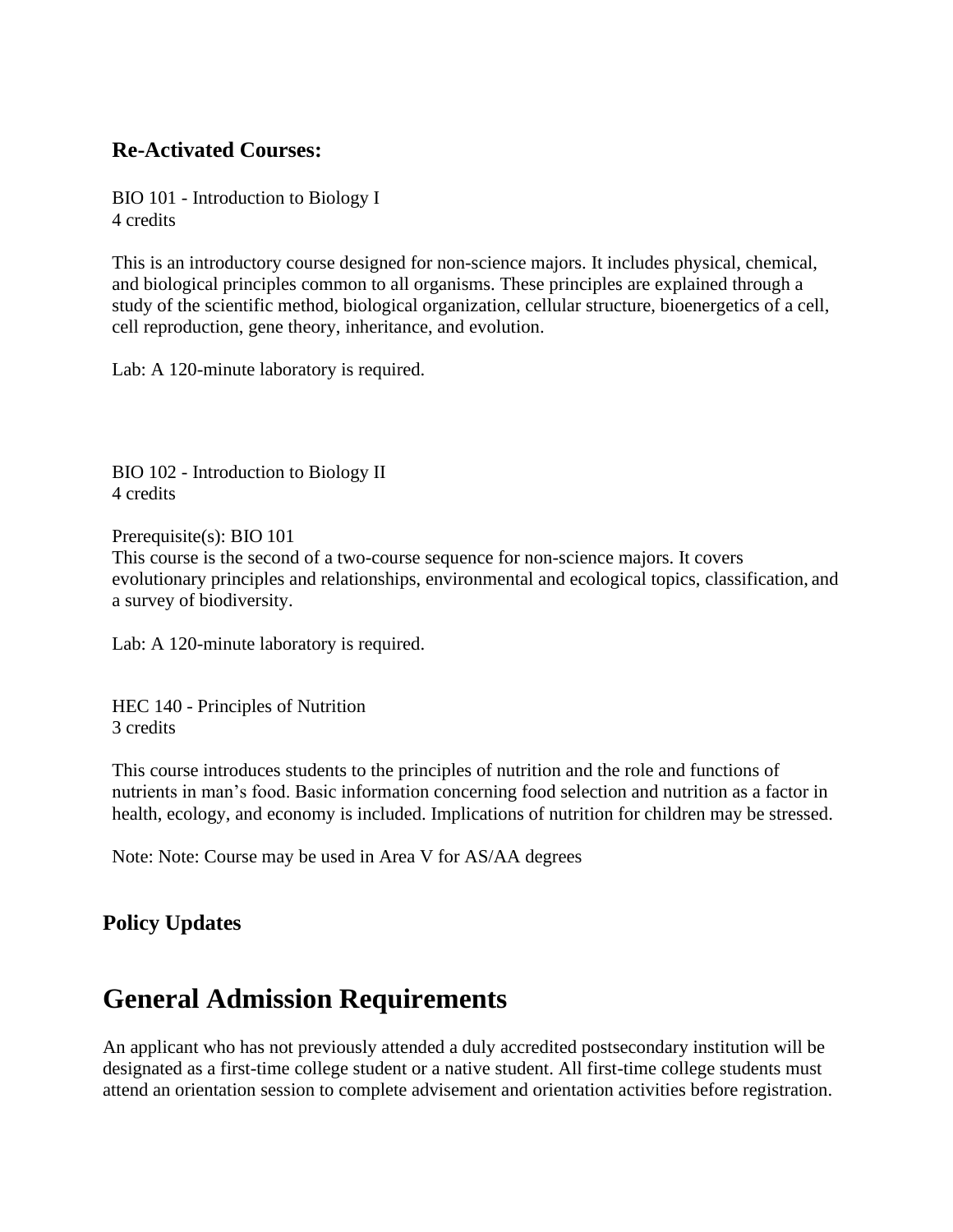### Re-Activated Courses:

BIO 101 - Introduction to Biology I
4 credits

This is an introductory course designed for non-science majors. It includes physical, chemical, and biological principles common to all organisms. These principles are explained through a study of the scientific method, biological organization, cellular structure, bioenergetics of a cell, cell reproduction, gene theory, inheritance, and evolution.

Lab: A 120-minute laboratory is required.

BIO 102 - Introduction to Biology II
4 credits

Prerequisite(s): BIO 101
This course is the second of a two-course sequence for non-science majors. It covers evolutionary principles and relationships, environmental and ecological topics, classification, and a survey of biodiversity.

Lab: A 120-minute laboratory is required.

HEC 140 - Principles of Nutrition
3 credits

This course introduces students to the principles of nutrition and the role and functions of nutrients in man's food. Basic information concerning food selection and nutrition as a factor in health, ecology, and economy is included. Implications of nutrition for children may be stressed.

Note: Note: Course may be used in Area V for AS/AA degrees

### Policy Updates

# General Admission Requirements

An applicant who has not previously attended a duly accredited postsecondary institution will be designated as a first-time college student or a native student. All first-time college students must attend an orientation session to complete advisement and orientation activities before registration.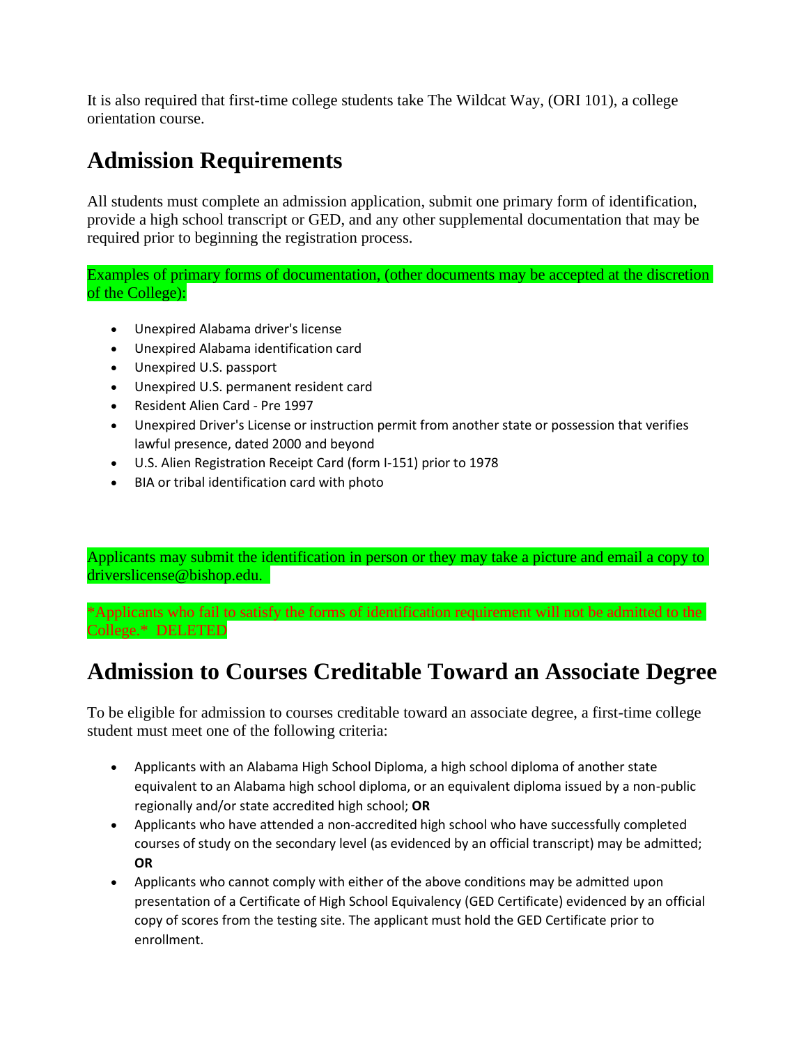It is also required that first-time college students take The Wildcat Way, (ORI 101), a college orientation course.

## Admission Requirements

All students must complete an admission application, submit one primary form of identification, provide a high school transcript or GED, and any other supplemental documentation that may be required prior to beginning the registration process.

Examples of primary forms of documentation, (other documents may be accepted at the discretion of the College):

- Unexpired Alabama driver's license
- Unexpired Alabama identification card
- Unexpired U.S. passport
- Unexpired U.S. permanent resident card
- Resident Alien Card - Pre 1997
- Unexpired Driver's License or instruction permit from another state or possession that verifies lawful presence, dated 2000 and beyond
- U.S. Alien Registration Receipt Card (form I-151) prior to 1978
- BIA or tribal identification card with photo

Applicants may submit the identification in person or they may take a picture and email a copy to driverslicense@bishop.edu.

*Applicants who fail to satisfy the forms of identification requirement will not be admitted to the College.* DELETED

## Admission to Courses Creditable Toward an Associate Degree

To be eligible for admission to courses creditable toward an associate degree, a first-time college student must meet one of the following criteria:

- Applicants with an Alabama High School Diploma, a high school diploma of another state equivalent to an Alabama high school diploma, or an equivalent diploma issued by a non-public regionally and/or state accredited high school; **OR**
- Applicants who have attended a non-accredited high school who have successfully completed courses of study on the secondary level (as evidenced by an official transcript) may be admitted; **OR**
- Applicants who cannot comply with either of the above conditions may be admitted upon presentation of a Certificate of High School Equivalency (GED Certificate) evidenced by an official copy of scores from the testing site. The applicant must hold the GED Certificate prior to enrollment.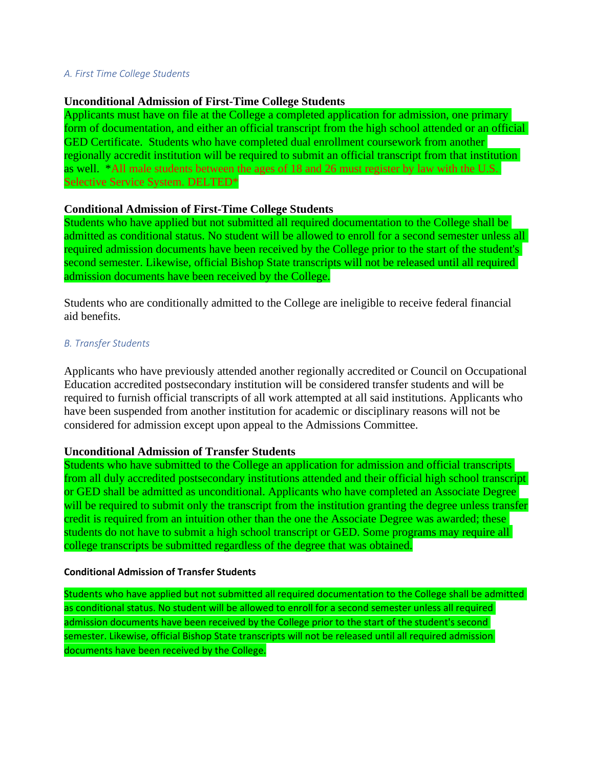*A. First Time College Students*

**Unconditional Admission of First-Time College Students**

Applicants must have on file at the College a completed application for admission, one primary form of documentation, and either an official transcript from the high school attended or an official GED Certificate. Students who have completed dual enrollment coursework from another regionally accredit institution will be required to submit an official transcript from that institution as well. *All male students between the ages of 18 and 26 must register by law with the U.S. Selective Service System. DELTED*

**Conditional Admission of First-Time College Students**

Students who have applied but not submitted all required documentation to the College shall be admitted as conditional status. No student will be allowed to enroll for a second semester unless all required admission documents have been received by the College prior to the start of the student's second semester. Likewise, official Bishop State transcripts will not be released until all required admission documents have been received by the College.

Students who are conditionally admitted to the College are ineligible to receive federal financial aid benefits.

*B. Transfer Students*

Applicants who have previously attended another regionally accredited or Council on Occupational Education accredited postsecondary institution will be considered transfer students and will be required to furnish official transcripts of all work attempted at all said institutions. Applicants who have been suspended from another institution for academic or disciplinary reasons will not be considered for admission except upon appeal to the Admissions Committee.

**Unconditional Admission of Transfer Students**

Students who have submitted to the College an application for admission and official transcripts from all duly accredited postsecondary institutions attended and their official high school transcript or GED shall be admitted as unconditional. Applicants who have completed an Associate Degree will be required to submit only the transcript from the institution granting the degree unless transfer credit is required from an intuition other than the one the Associate Degree was awarded; these students do not have to submit a high school transcript or GED. Some programs may require all college transcripts be submitted regardless of the degree that was obtained.

**Conditional Admission of Transfer Students**

Students who have applied but not submitted all required documentation to the College shall be admitted as conditional status. No student will be allowed to enroll for a second semester unless all required admission documents have been received by the College prior to the start of the student's second semester. Likewise, official Bishop State transcripts will not be released until all required admission documents have been received by the College.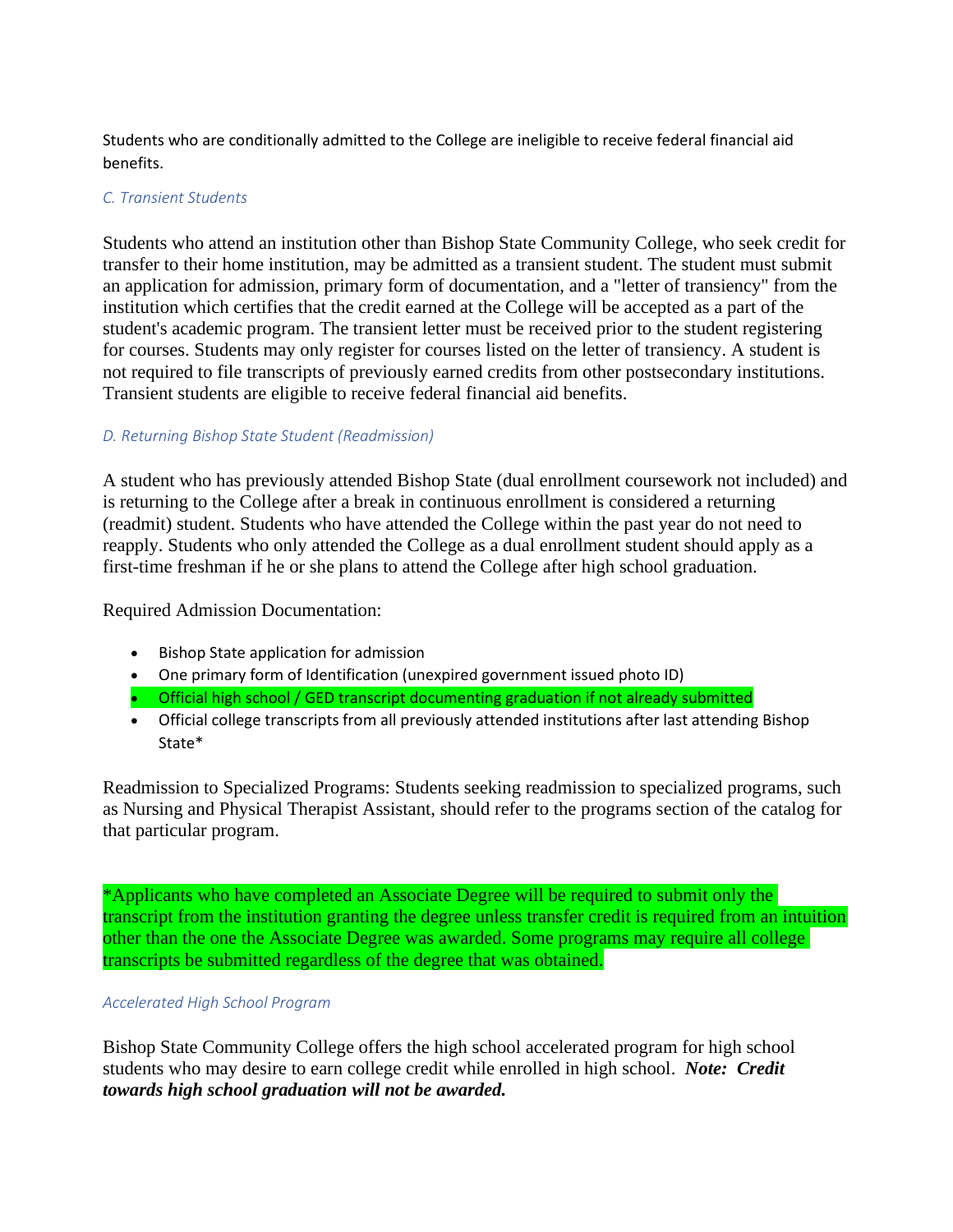Students who are conditionally admitted to the College are ineligible to receive federal financial aid benefits.

### *C. Transient Students*

Students who attend an institution other than Bishop State Community College, who seek credit for transfer to their home institution, may be admitted as a transient student. The student must submit an application for admission, primary form of documentation, and a "letter of transiency" from the institution which certifies that the credit earned at the College will be accepted as a part of the student's academic program. The transient letter must be received prior to the student registering for courses. Students may only register for courses listed on the letter of transiency. A student is not required to file transcripts of previously earned credits from other postsecondary institutions. Transient students are eligible to receive federal financial aid benefits.

### *D. Returning Bishop State Student (Readmission)*

A student who has previously attended Bishop State (dual enrollment coursework not included) and is returning to the College after a break in continuous enrollment is considered a returning (readmit) student. Students who have attended the College within the past year do not need to reapply. Students who only attended the College as a dual enrollment student should apply as a first-time freshman if he or she plans to attend the College after high school graduation.

Required Admission Documentation:

- Bishop State application for admission
- One primary form of Identification (unexpired government issued photo ID)
- Official high school / GED transcript documenting graduation if not already submitted
- Official college transcripts from all previously attended institutions after last attending Bishop State*

Readmission to Specialized Programs: Students seeking readmission to specialized programs, such as Nursing and Physical Therapist Assistant, should refer to the programs section of the catalog for that particular program.

*Applicants who have completed an Associate Degree will be required to submit only the transcript from the institution granting the degree unless transfer credit is required from an intuition other than the one the Associate Degree was awarded. Some programs may require all college transcripts be submitted regardless of the degree that was obtained.

### *Accelerated High School Program*

Bishop State Community College offers the high school accelerated program for high school students who may desire to earn college credit while enrolled in high school. ***Note: Credit towards high school graduation will not be awarded.***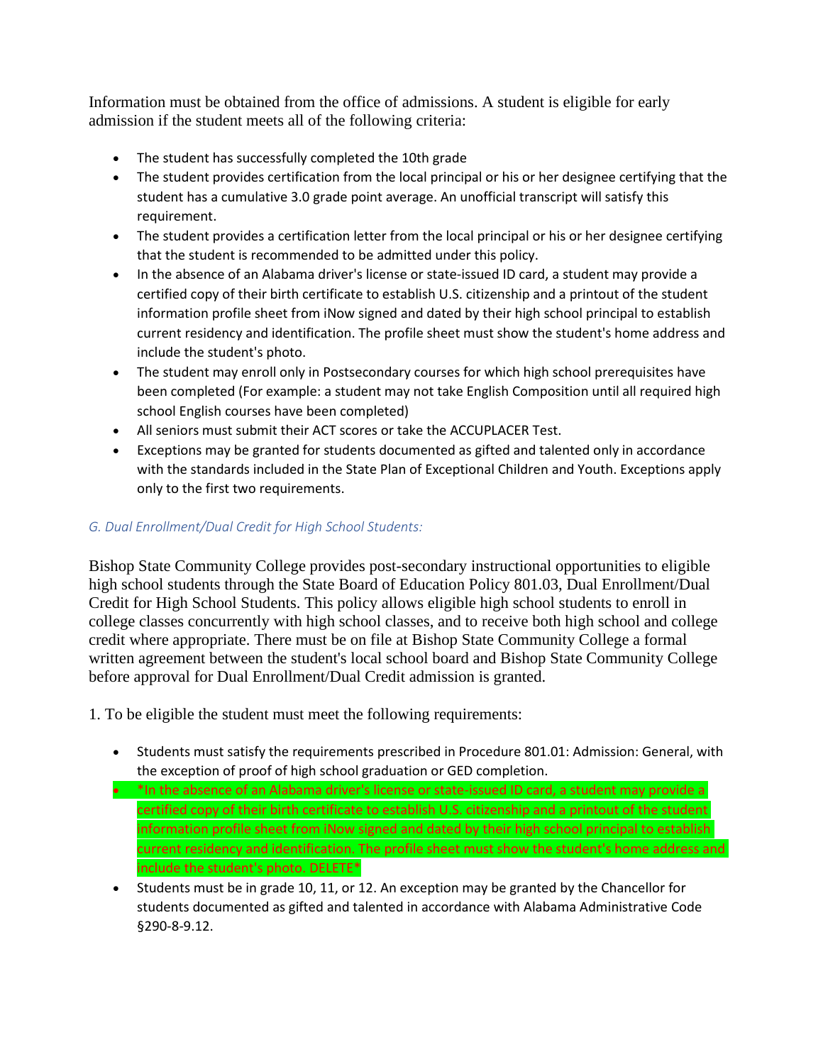Information must be obtained from the office of admissions. A student is eligible for early admission if the student meets all of the following criteria:

- The student has successfully completed the 10th grade
- The student provides certification from the local principal or his or her designee certifying that the student has a cumulative 3.0 grade point average. An unofficial transcript will satisfy this requirement.
- The student provides a certification letter from the local principal or his or her designee certifying that the student is recommended to be admitted under this policy.
- In the absence of an Alabama driver's license or state-issued ID card, a student may provide a certified copy of their birth certificate to establish U.S. citizenship and a printout of the student information profile sheet from iNow signed and dated by their high school principal to establish current residency and identification. The profile sheet must show the student's home address and include the student's photo.
- The student may enroll only in Postsecondary courses for which high school prerequisites have been completed (For example: a student may not take English Composition until all required high school English courses have been completed)
- All seniors must submit their ACT scores or take the ACCUPLACER Test.
- Exceptions may be granted for students documented as gifted and talented only in accordance with the standards included in the State Plan of Exceptional Children and Youth. Exceptions apply only to the first two requirements.

### *G. Dual Enrollment/Dual Credit for High School Students:*

Bishop State Community College provides post-secondary instructional opportunities to eligible high school students through the State Board of Education Policy 801.03, Dual Enrollment/Dual Credit for High School Students. This policy allows eligible high school students to enroll in college classes concurrently with high school classes, and to receive both high school and college credit where appropriate. There must be on file at Bishop State Community College a formal written agreement between the student's local school board and Bishop State Community College before approval for Dual Enrollment/Dual Credit admission is granted.

1. To be eligible the student must meet the following requirements:

- Students must satisfy the requirements prescribed in Procedure 801.01: Admission: General, with the exception of proof of high school graduation or GED completion.
- *In the absence of an Alabama driver's license or state-issued ID card, a student may provide a certified copy of their birth certificate to establish U.S. citizenship and a printout of the student information profile sheet from iNow signed and dated by their high school principal to establish current residency and identification. The profile sheet must show the student's home address and include the student's photo. DELETE*
- Students must be in grade 10, 11, or 12. An exception may be granted by the Chancellor for students documented as gifted and talented in accordance with Alabama Administrative Code §290-8-9.12.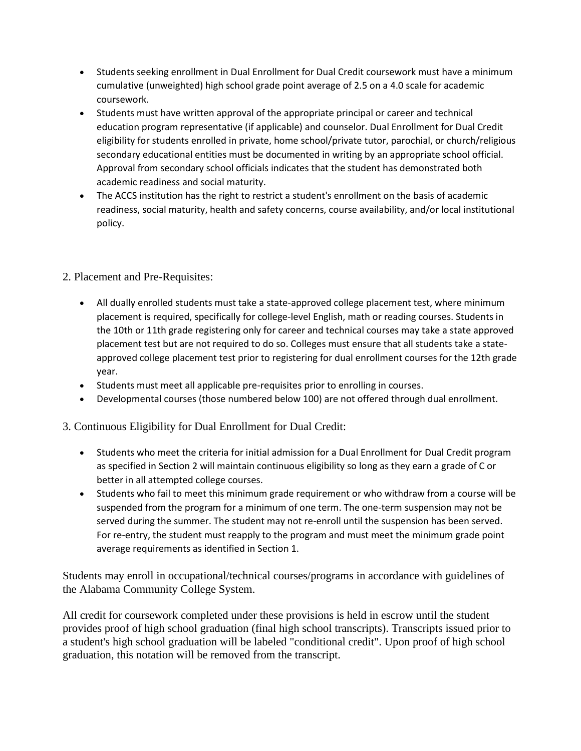- Students seeking enrollment in Dual Enrollment for Dual Credit coursework must have a minimum cumulative (unweighted) high school grade point average of 2.5 on a 4.0 scale for academic coursework.
- Students must have written approval of the appropriate principal or career and technical education program representative (if applicable) and counselor. Dual Enrollment for Dual Credit eligibility for students enrolled in private, home school/private tutor, parochial, or church/religious secondary educational entities must be documented in writing by an appropriate school official. Approval from secondary school officials indicates that the student has demonstrated both academic readiness and social maturity.
- The ACCS institution has the right to restrict a student's enrollment on the basis of academic readiness, social maturity, health and safety concerns, course availability, and/or local institutional policy.

2. Placement and Pre-Requisites:

- All dually enrolled students must take a state-approved college placement test, where minimum placement is required, specifically for college-level English, math or reading courses. Students in the 10th or 11th grade registering only for career and technical courses may take a state approved placement test but are not required to do so. Colleges must ensure that all students take a state-approved college placement test prior to registering for dual enrollment courses for the 12th grade year.
- Students must meet all applicable pre-requisites prior to enrolling in courses.
- Developmental courses (those numbered below 100) are not offered through dual enrollment.

3. Continuous Eligibility for Dual Enrollment for Dual Credit:

- Students who meet the criteria for initial admission for a Dual Enrollment for Dual Credit program as specified in Section 2 will maintain continuous eligibility so long as they earn a grade of C or better in all attempted college courses.
- Students who fail to meet this minimum grade requirement or who withdraw from a course will be suspended from the program for a minimum of one term. The one-term suspension may not be served during the summer. The student may not re-enroll until the suspension has been served. For re-entry, the student must reapply to the program and must meet the minimum grade point average requirements as identified in Section 1.

Students may enroll in occupational/technical courses/programs in accordance with guidelines of the Alabama Community College System.

All credit for coursework completed under these provisions is held in escrow until the student provides proof of high school graduation (final high school transcripts). Transcripts issued prior to a student's high school graduation will be labeled "conditional credit". Upon proof of high school graduation, this notation will be removed from the transcript.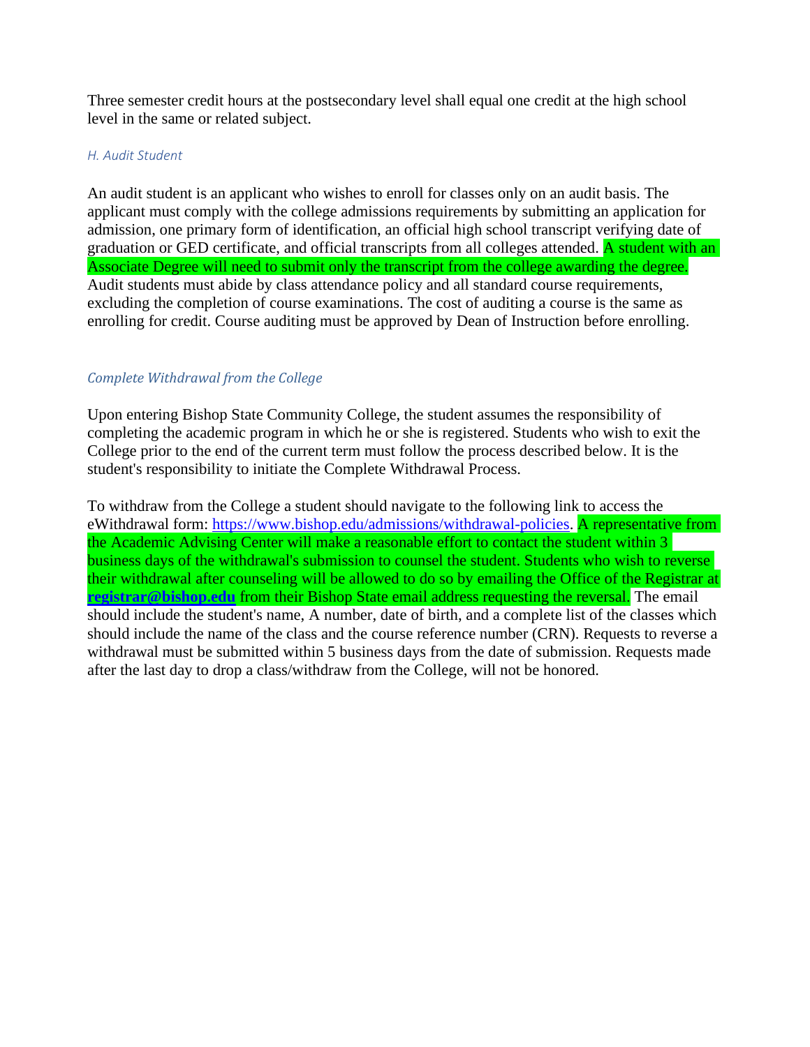Three semester credit hours at the postsecondary level shall equal one credit at the high school level in the same or related subject.

### *H. Audit Student*

An audit student is an applicant who wishes to enroll for classes only on an audit basis. The applicant must comply with the college admissions requirements by submitting an application for admission, one primary form of identification, an official high school transcript verifying date of graduation or GED certificate, and official transcripts from all colleges attended. A student with an Associate Degree will need to submit only the transcript from the college awarding the degree. Audit students must abide by class attendance policy and all standard course requirements, excluding the completion of course examinations. The cost of auditing a course is the same as enrolling for credit. Course auditing must be approved by Dean of Instruction before enrolling.

### *Complete Withdrawal from the College*

Upon entering Bishop State Community College, the student assumes the responsibility of completing the academic program in which he or she is registered. Students who wish to exit the College prior to the end of the current term must follow the process described below. It is the student's responsibility to initiate the Complete Withdrawal Process.

To withdraw from the College a student should navigate to the following link to access the eWithdrawal form: https://www.bishop.edu/admissions/withdrawal-policies. A representative from the Academic Advising Center will make a reasonable effort to contact the student within 3 business days of the withdrawal's submission to counsel the student. Students who wish to reverse their withdrawal after counseling will be allowed to do so by emailing the Office of the Registrar at **registrar@bishop.edu** from their Bishop State email address requesting the reversal. The email should include the student's name, A number, date of birth, and a complete list of the classes which should include the name of the class and the course reference number (CRN). Requests to reverse a withdrawal must be submitted within 5 business days from the date of submission. Requests made after the last day to drop a class/withdraw from the College, will not be honored.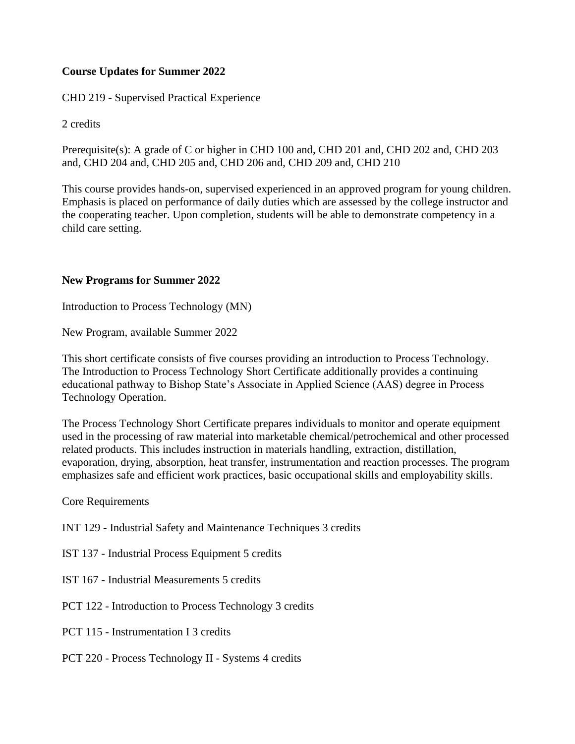**Course Updates for Summer 2022**

CHD 219 - Supervised Practical Experience

2 credits

Prerequisite(s): A grade of C or higher in CHD 100 and, CHD 201 and, CHD 202 and, CHD 203 and, CHD 204 and, CHD 205 and, CHD 206 and, CHD 209 and, CHD 210

This course provides hands-on, supervised experienced in an approved program for young children. Emphasis is placed on performance of daily duties which are assessed by the college instructor and the cooperating teacher. Upon completion, students will be able to demonstrate competency in a child care setting.

**New Programs for Summer 2022**

Introduction to Process Technology (MN)

New Program, available Summer 2022

This short certificate consists of five courses providing an introduction to Process Technology. The Introduction to Process Technology Short Certificate additionally provides a continuing educational pathway to Bishop State's Associate in Applied Science (AAS) degree in Process Technology Operation.

The Process Technology Short Certificate prepares individuals to monitor and operate equipment used in the processing of raw material into marketable chemical/petrochemical and other processed related products. This includes instruction in materials handling, extraction, distillation, evaporation, drying, absorption, heat transfer, instrumentation and reaction processes. The program emphasizes safe and efficient work practices, basic occupational skills and employability skills.

Core Requirements

INT 129 - Industrial Safety and Maintenance Techniques 3 credits

IST 137 - Industrial Process Equipment 5 credits

IST 167 - Industrial Measurements 5 credits

PCT 122 - Introduction to Process Technology 3 credits

PCT 115 - Instrumentation I 3 credits

PCT 220 - Process Technology II - Systems 4 credits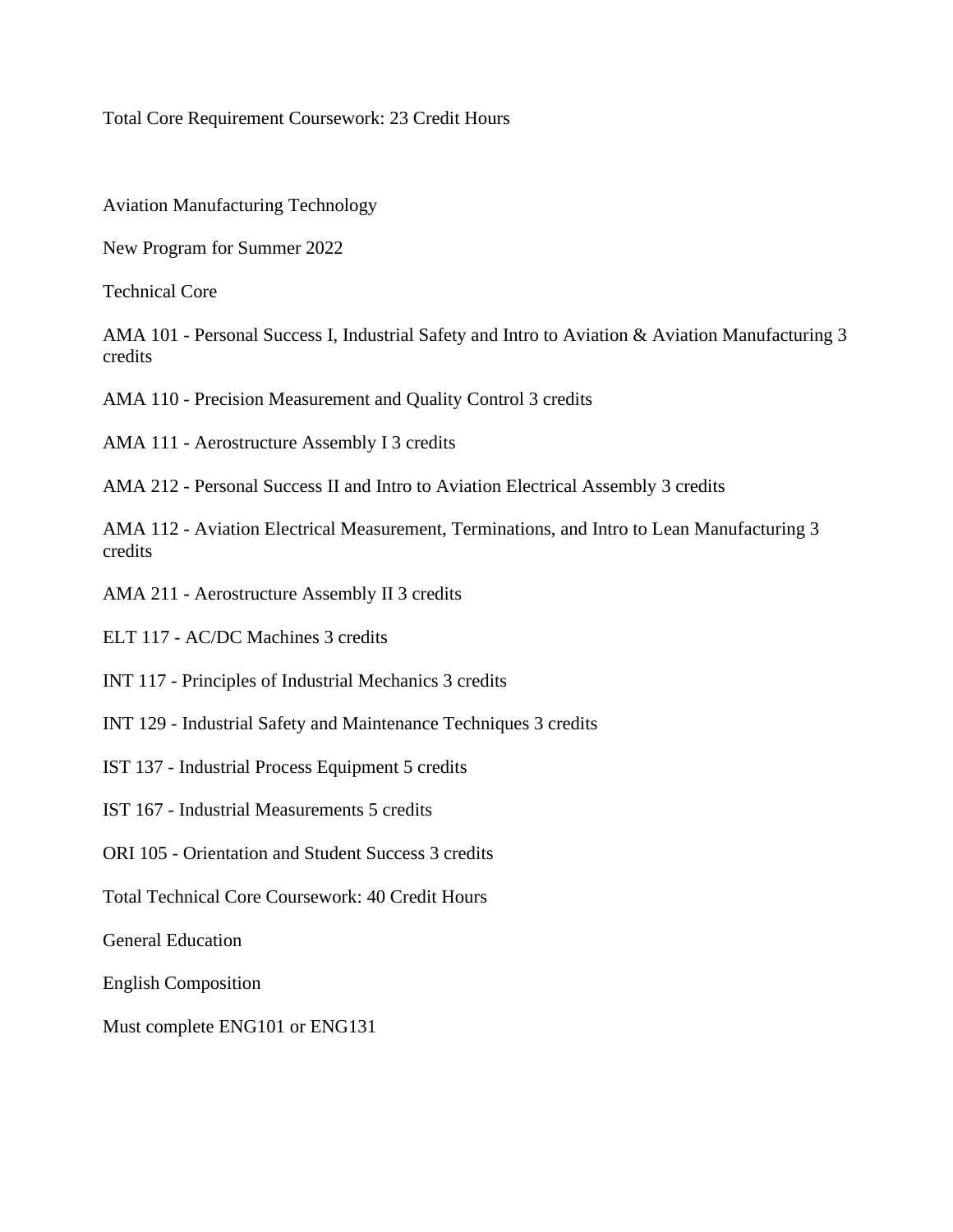Total Core Requirement Coursework: 23 Credit Hours

Aviation Manufacturing Technology

New Program for Summer 2022

Technical Core

AMA 101 - Personal Success I, Industrial Safety and Intro to Aviation & Aviation Manufacturing 3 credits

AMA 110 - Precision Measurement and Quality Control 3 credits

AMA 111 - Aerostructure Assembly I 3 credits

AMA 212 - Personal Success II and Intro to Aviation Electrical Assembly 3 credits

AMA 112 - Aviation Electrical Measurement, Terminations, and Intro to Lean Manufacturing 3 credits

AMA 211 - Aerostructure Assembly II 3 credits

ELT 117 - AC/DC Machines 3 credits

INT 117 - Principles of Industrial Mechanics 3 credits

INT 129 - Industrial Safety and Maintenance Techniques 3 credits

IST 137 - Industrial Process Equipment 5 credits

IST 167 - Industrial Measurements 5 credits

ORI 105 - Orientation and Student Success 3 credits

Total Technical Core Coursework: 40 Credit Hours

General Education

English Composition

Must complete ENG101 or ENG131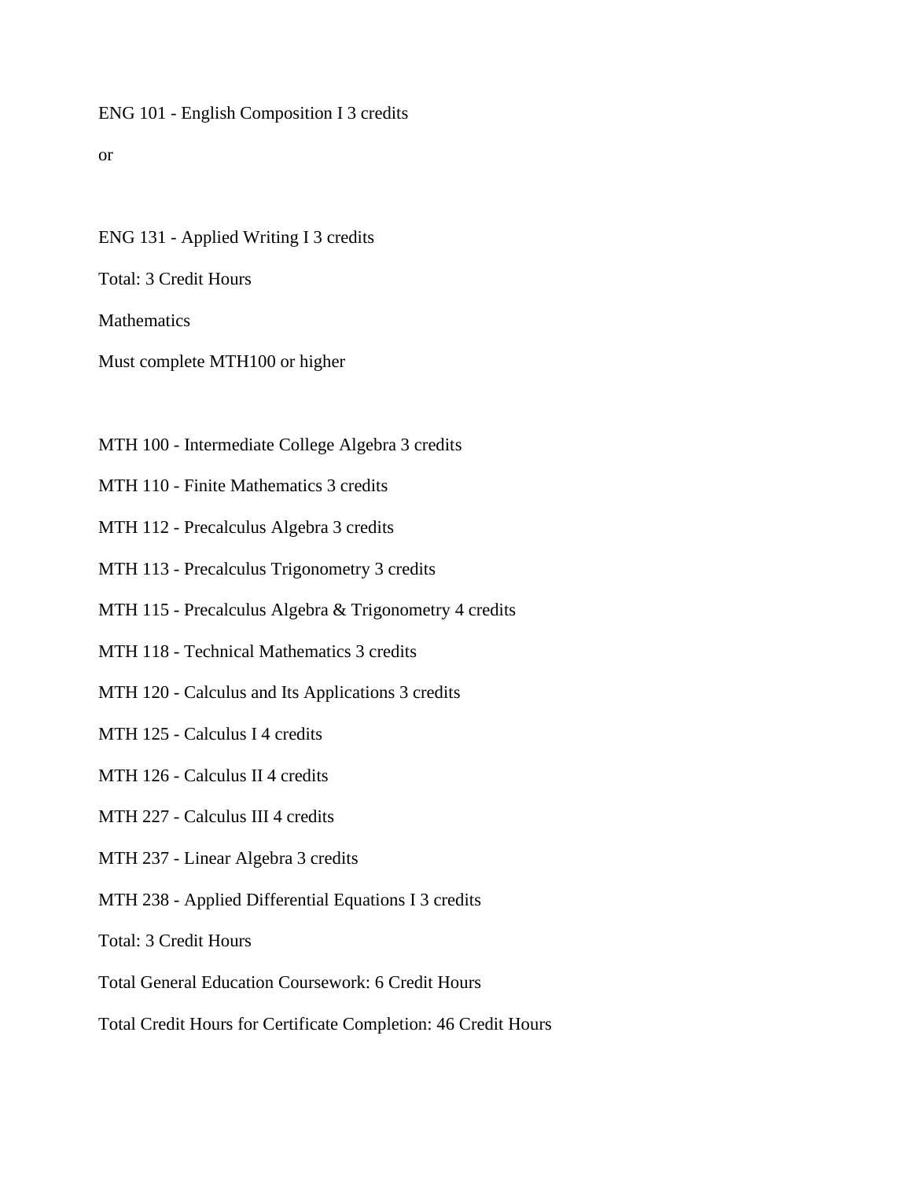ENG 101 - English Composition I 3 credits

or

ENG 131 - Applied Writing I 3 credits

Total: 3 Credit Hours

Mathematics

Must complete MTH100 or higher

MTH 100 - Intermediate College Algebra 3 credits

MTH 110 - Finite Mathematics 3 credits

MTH 112 - Precalculus Algebra 3 credits

MTH 113 - Precalculus Trigonometry 3 credits

MTH 115 - Precalculus Algebra & Trigonometry 4 credits

MTH 118 - Technical Mathematics 3 credits

MTH 120 - Calculus and Its Applications 3 credits

MTH 125 - Calculus I 4 credits

MTH 126 - Calculus II 4 credits

MTH 227 - Calculus III 4 credits

MTH 237 - Linear Algebra 3 credits

MTH 238 - Applied Differential Equations I 3 credits

Total: 3 Credit Hours

Total General Education Coursework: 6 Credit Hours

Total Credit Hours for Certificate Completion: 46 Credit Hours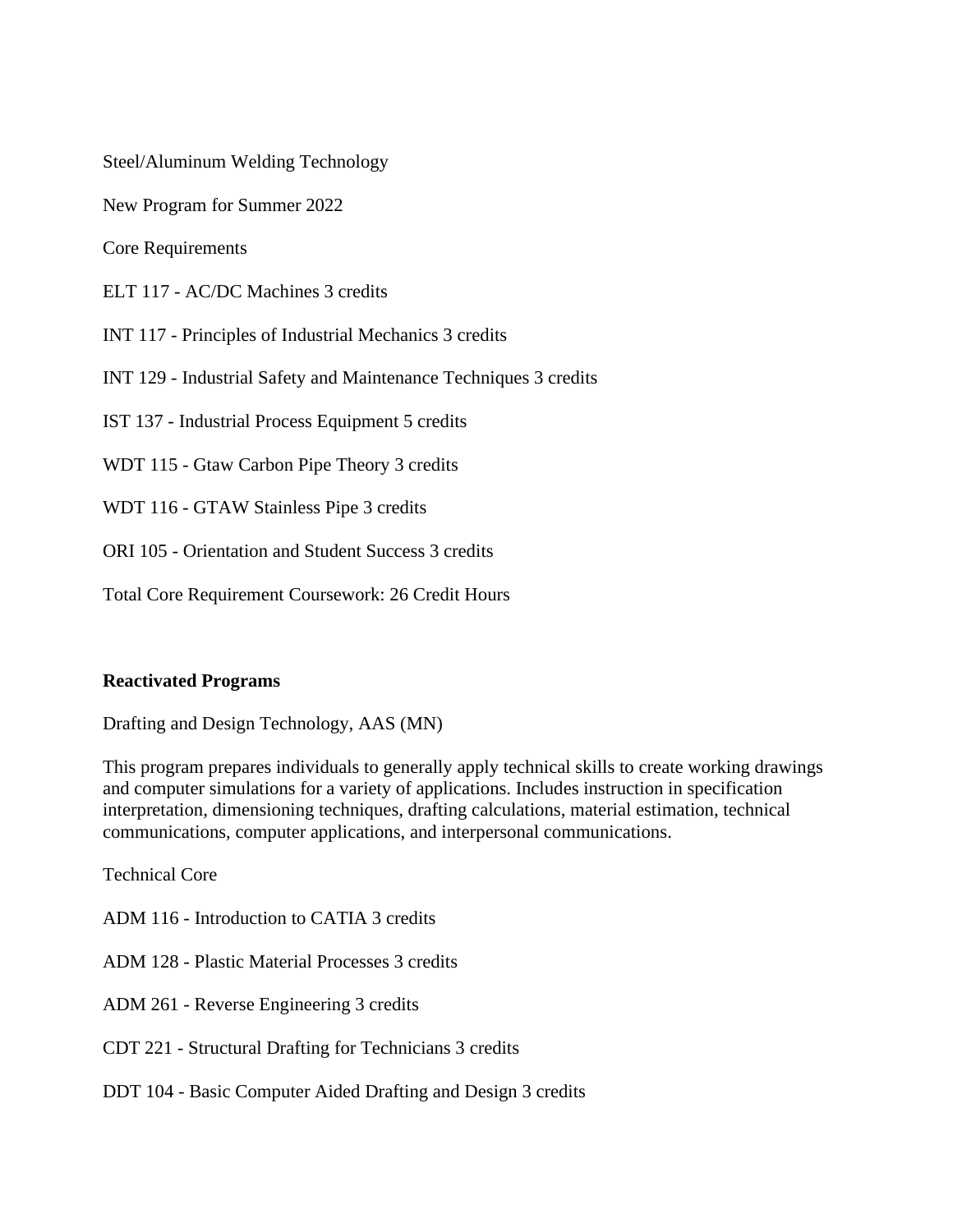Steel/Aluminum Welding Technology

New Program for Summer 2022

Core Requirements

ELT 117 - AC/DC Machines 3 credits

INT 117 - Principles of Industrial Mechanics 3 credits

INT 129 - Industrial Safety and Maintenance Techniques 3 credits

IST 137 - Industrial Process Equipment 5 credits

WDT 115 - Gtaw Carbon Pipe Theory 3 credits

WDT 116 - GTAW Stainless Pipe 3 credits

ORI 105 - Orientation and Student Success 3 credits

Total Core Requirement Coursework: 26 Credit Hours

**Reactivated Programs**

Drafting and Design Technology, AAS (MN)

This program prepares individuals to generally apply technical skills to create working drawings and computer simulations for a variety of applications. Includes instruction in specification interpretation, dimensioning techniques, drafting calculations, material estimation, technical communications, computer applications, and interpersonal communications.

Technical Core

ADM 116 - Introduction to CATIA 3 credits

ADM 128 - Plastic Material Processes 3 credits

ADM 261 - Reverse Engineering 3 credits

CDT 221 - Structural Drafting for Technicians 3 credits

DDT 104 - Basic Computer Aided Drafting and Design 3 credits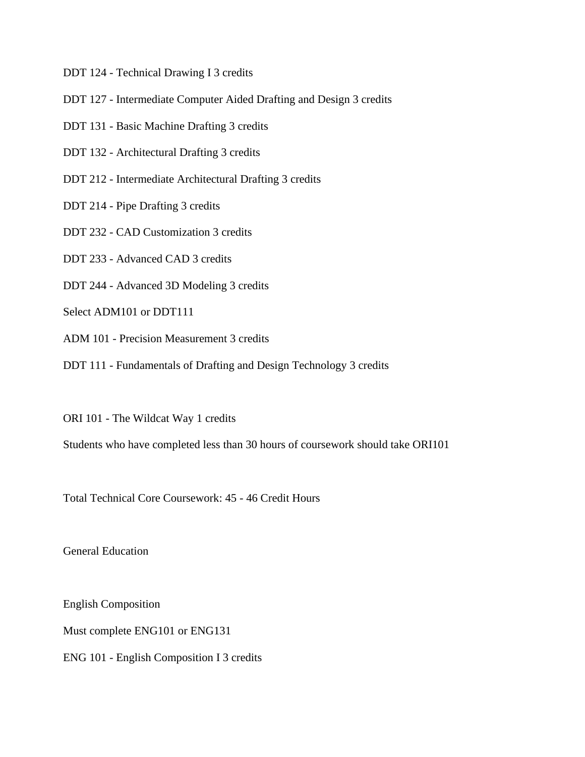DDT 124 - Technical Drawing I 3 credits

DDT 127 - Intermediate Computer Aided Drafting and Design 3 credits

DDT 131 - Basic Machine Drafting 3 credits

DDT 132 - Architectural Drafting 3 credits

DDT 212 - Intermediate Architectural Drafting 3 credits

DDT 214 - Pipe Drafting 3 credits

DDT 232 - CAD Customization 3 credits

DDT 233 - Advanced CAD 3 credits

DDT 244 - Advanced 3D Modeling 3 credits

Select ADM101 or DDT111

ADM 101 - Precision Measurement 3 credits

DDT 111 - Fundamentals of Drafting and Design Technology 3 credits

ORI 101 - The Wildcat Way 1 credits

Students who have completed less than 30 hours of coursework should take ORI101

Total Technical Core Coursework: 45 - 46 Credit Hours

General Education

English Composition

Must complete ENG101 or ENG131

ENG 101 - English Composition I 3 credits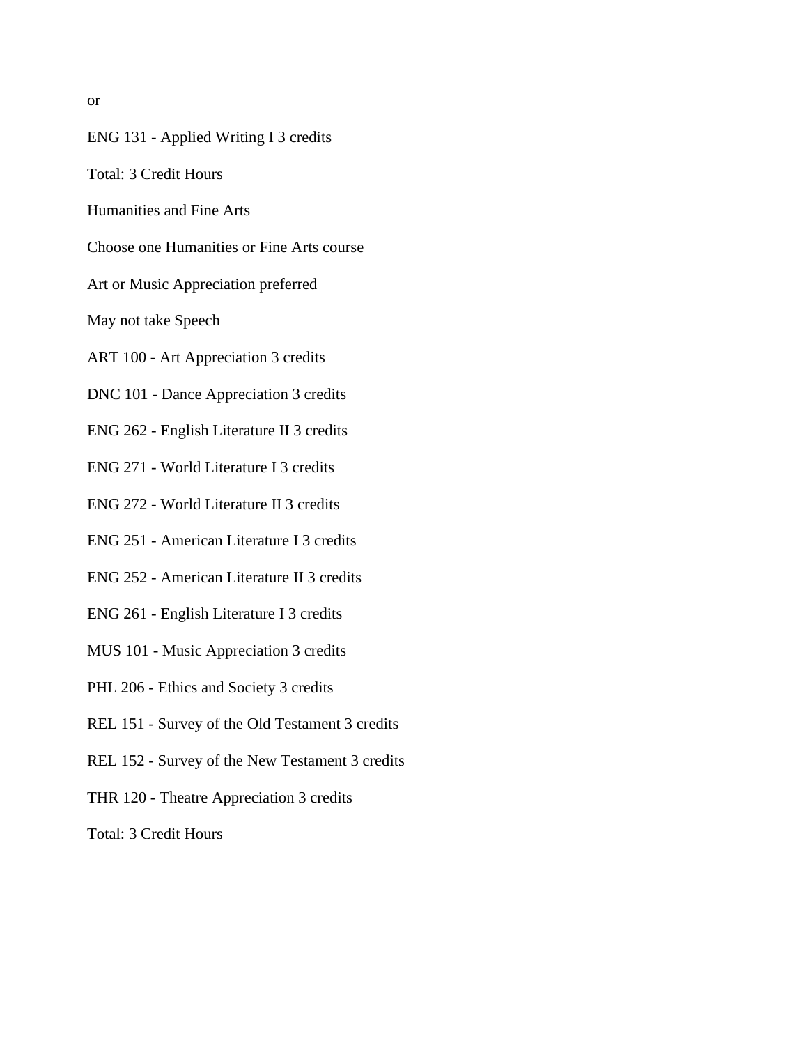or

ENG 131 - Applied Writing I 3 credits

Total: 3 Credit Hours

Humanities and Fine Arts

Choose one Humanities or Fine Arts course

Art or Music Appreciation preferred

May not take Speech

ART 100 - Art Appreciation 3 credits

DNC 101 - Dance Appreciation 3 credits

ENG 262 - English Literature II 3 credits

ENG 271 - World Literature I 3 credits

ENG 272 - World Literature II 3 credits

ENG 251 - American Literature I 3 credits

ENG 252 - American Literature II 3 credits

ENG 261 - English Literature I 3 credits

MUS 101 - Music Appreciation 3 credits

PHL 206 - Ethics and Society 3 credits

REL 151 - Survey of the Old Testament 3 credits

REL 152 - Survey of the New Testament 3 credits

THR 120 - Theatre Appreciation 3 credits

Total: 3 Credit Hours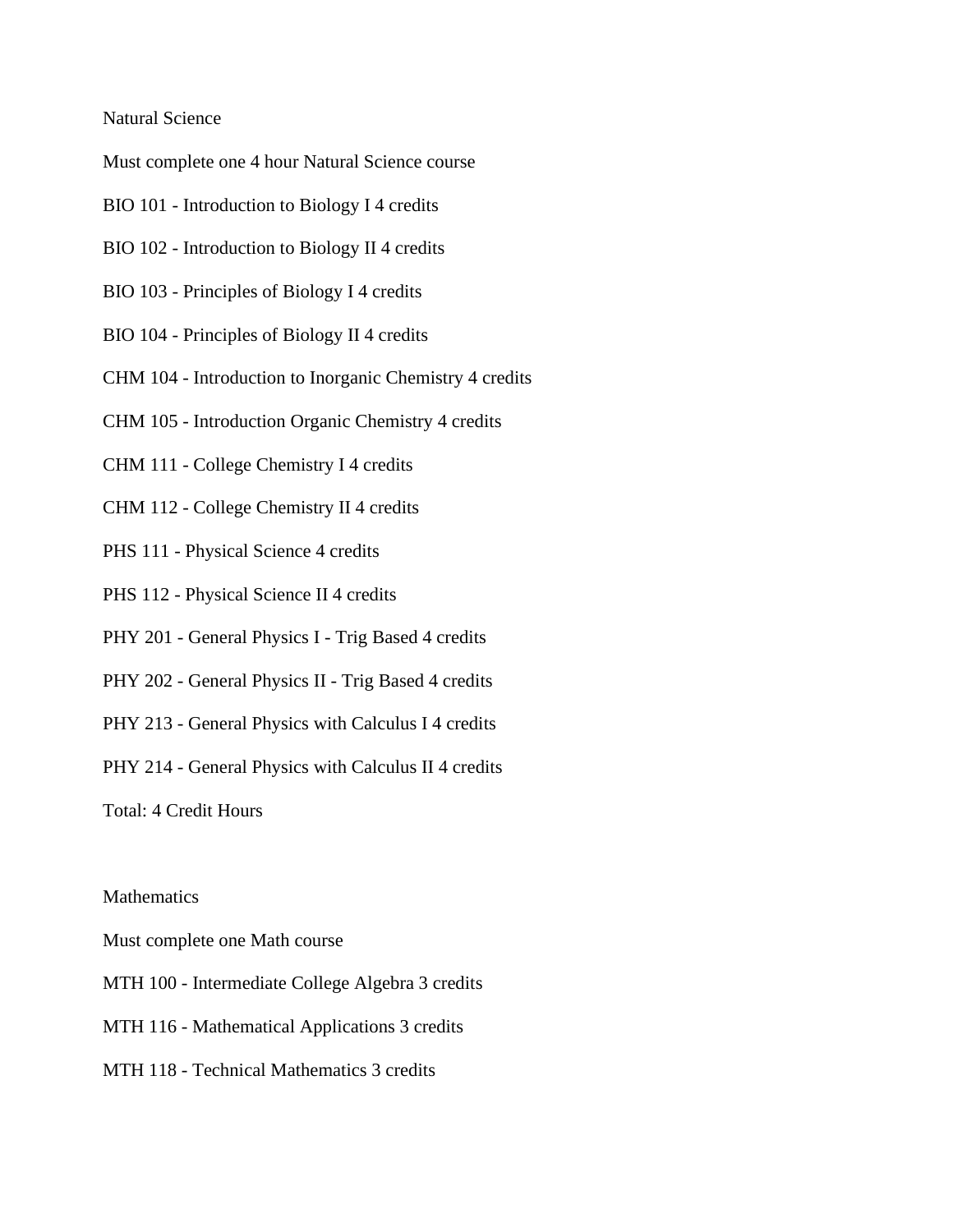## Natural Science

Must complete one 4 hour Natural Science course

BIO 101 - Introduction to Biology I 4 credits

BIO 102 - Introduction to Biology II 4 credits

BIO 103 - Principles of Biology I 4 credits

BIO 104 - Principles of Biology II 4 credits

CHM 104 - Introduction to Inorganic Chemistry 4 credits

CHM 105 - Introduction Organic Chemistry 4 credits

CHM 111 - College Chemistry I 4 credits

CHM 112 - College Chemistry II 4 credits

PHS 111 - Physical Science 4 credits

PHS 112 - Physical Science II 4 credits

PHY 201 - General Physics I - Trig Based 4 credits

PHY 202 - General Physics II - Trig Based 4 credits

PHY 213 - General Physics with Calculus I 4 credits

PHY 214 - General Physics with Calculus II 4 credits

Total: 4 Credit Hours

## Mathematics

Must complete one Math course

MTH 100 - Intermediate College Algebra 3 credits

MTH 116 - Mathematical Applications 3 credits

MTH 118 - Technical Mathematics 3 credits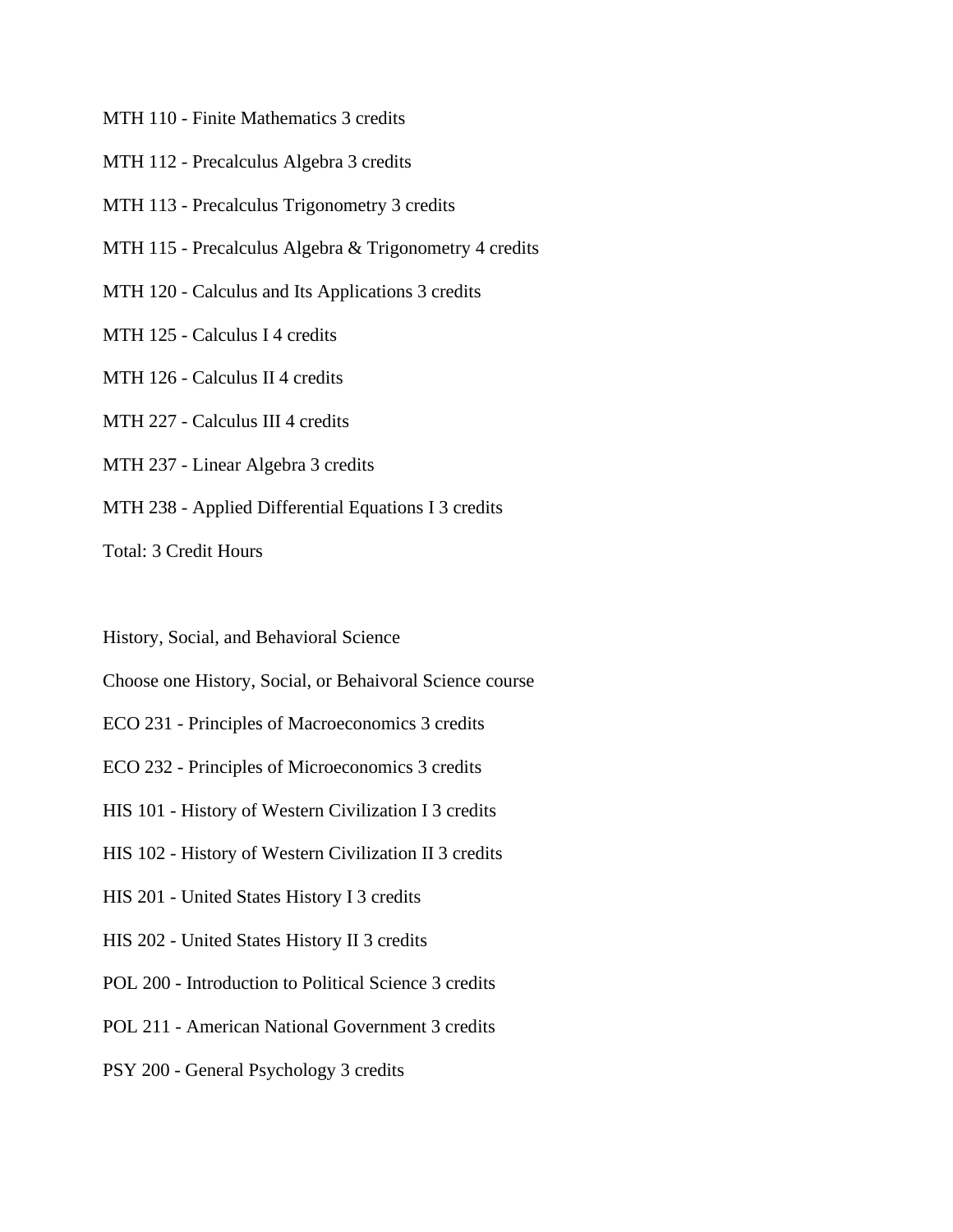MTH 110 - Finite Mathematics 3 credits

MTH 112 - Precalculus Algebra 3 credits

MTH 113 - Precalculus Trigonometry 3 credits

MTH 115 - Precalculus Algebra & Trigonometry 4 credits

MTH 120 - Calculus and Its Applications 3 credits

MTH 125 - Calculus I 4 credits

MTH 126 - Calculus II 4 credits

MTH 227 - Calculus III 4 credits

MTH 237 - Linear Algebra 3 credits

MTH 238 - Applied Differential Equations I 3 credits

Total: 3 Credit Hours

History, Social, and Behavioral Science

Choose one History, Social, or Behaivoral Science course

ECO 231 - Principles of Macroeconomics 3 credits

ECO 232 - Principles of Microeconomics 3 credits

HIS 101 - History of Western Civilization I 3 credits

HIS 102 - History of Western Civilization II 3 credits

HIS 201 - United States History I 3 credits

HIS 202 - United States History II 3 credits

POL 200 - Introduction to Political Science 3 credits

POL 211 - American National Government 3 credits

PSY 200 - General Psychology 3 credits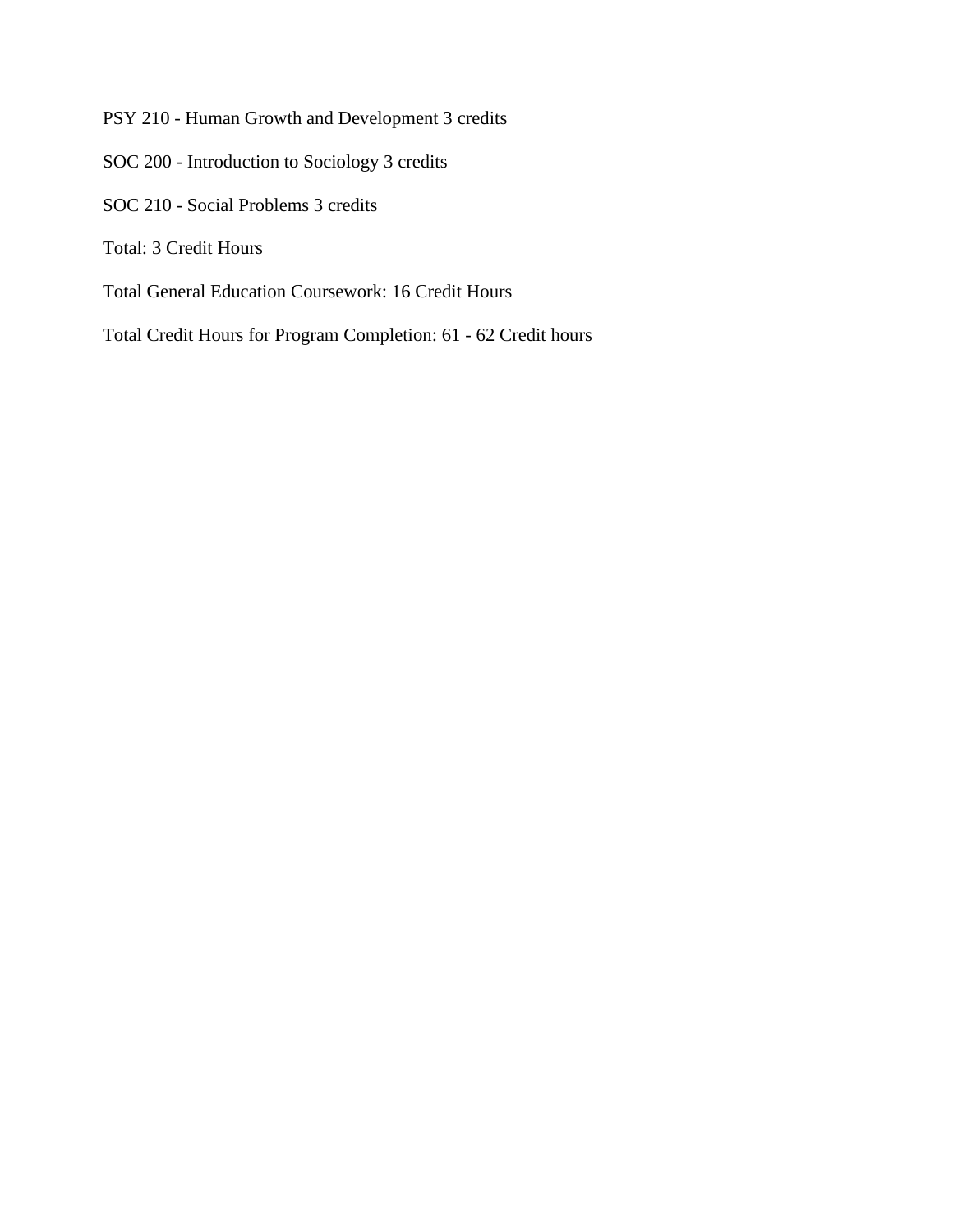PSY 210 - Human Growth and Development 3 credits

SOC 200 - Introduction to Sociology 3 credits

SOC 210 - Social Problems 3 credits

Total: 3 Credit Hours

Total General Education Coursework: 16 Credit Hours

Total Credit Hours for Program Completion: 61 - 62 Credit hours